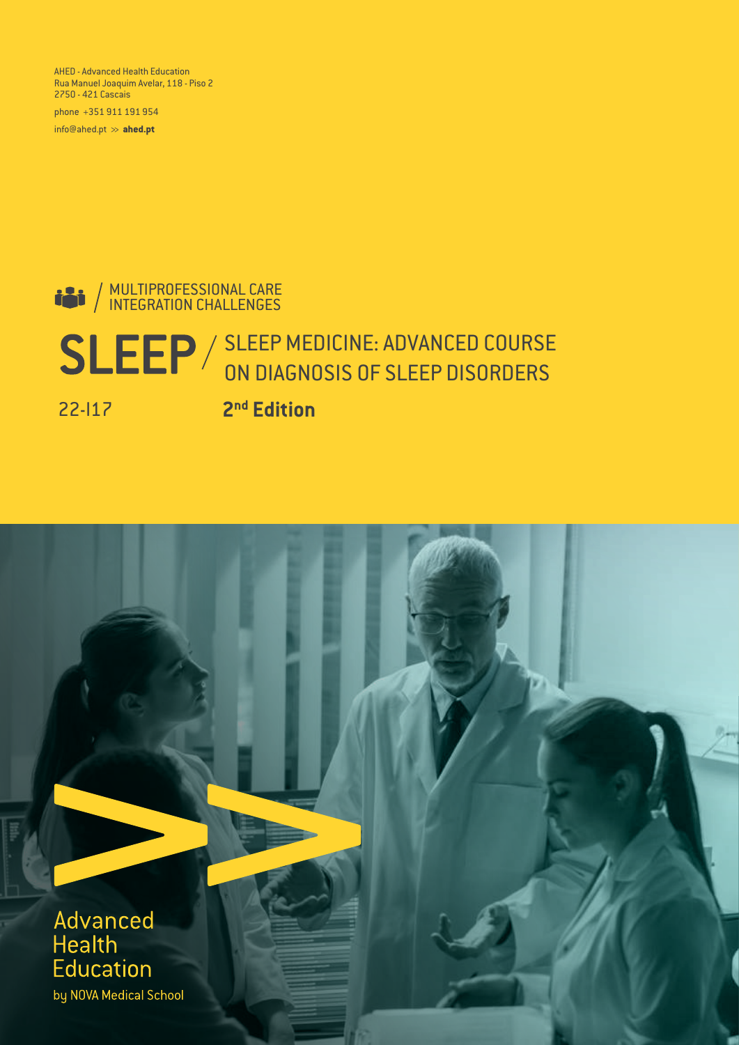AHED - Advanced Health Education
Rua Manuel Joaquim Avelar, 118 - Piso 2
2750 - 421 Cascais

phone +351 911 191 954

info@ahed.pt >> **ahed.pt**

MULTIPROFESSIONAL CARE
INTEGRATION CHALLENGES

# SLEEP / SLEEP MEDICINE: ADVANCED COURSE ON DIAGNOSIS OF SLEEP DISORDERS

22-I17

**2nd Edition**

Advanced
Health
Education
by NOVA Medical School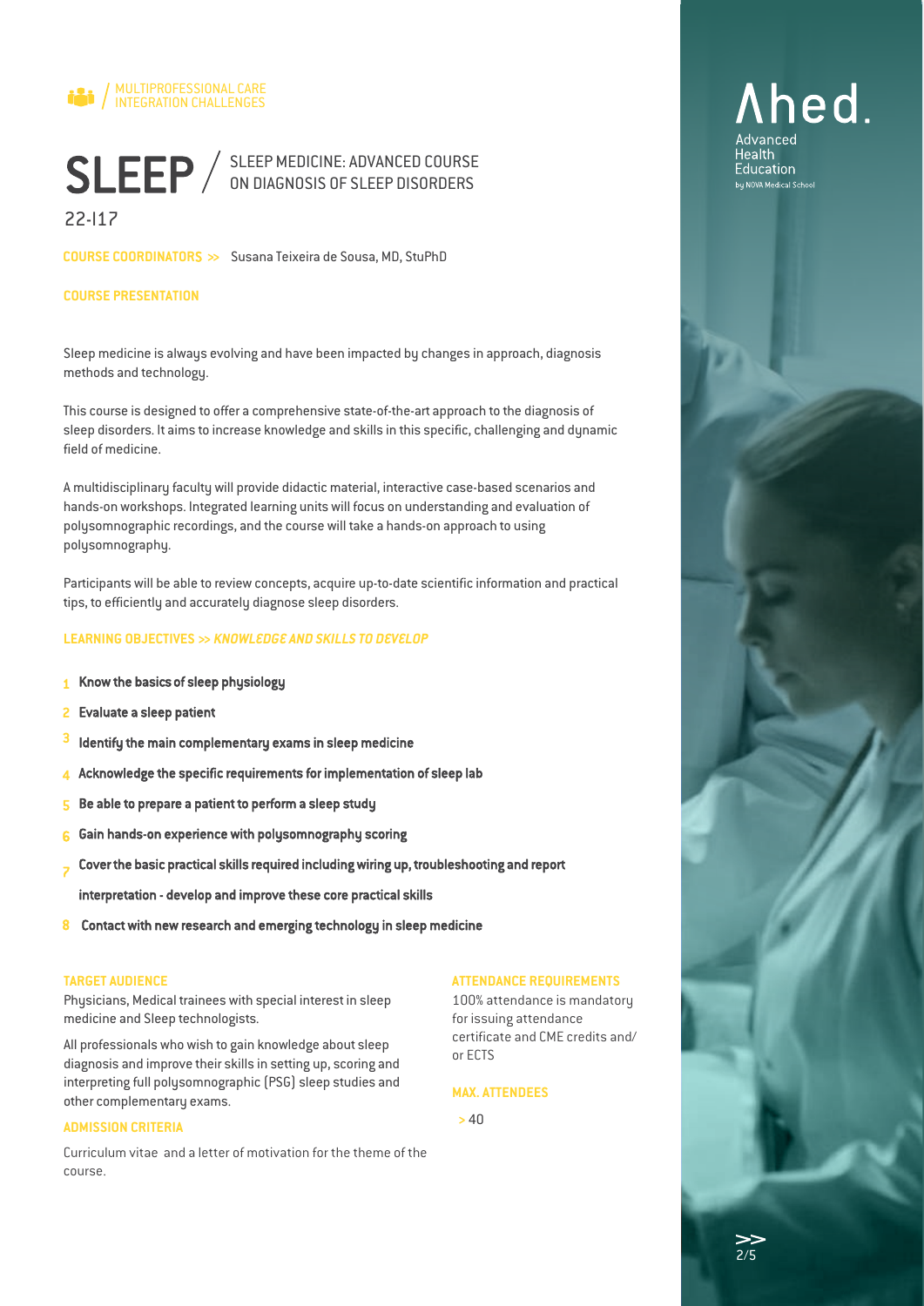MULTIPROFESSIONAL CARE INTEGRATION CHALLENGES

# SLEEP / SLEEP MEDICINE: ADVANCED COURSE ON DIAGNOSIS OF SLEEP DISORDERS

22-I17

**COURSE COORDINATORS >>** Susana Teixeira de Sousa, MD, StuPhD

## COURSE PRESENTATION

Sleep medicine is always evolving and have been impacted by changes in approach, diagnosis methods and technology.

This course is designed to offer a comprehensive state-of-the-art approach to the diagnosis of sleep disorders. It aims to increase knowledge and skills in this specific, challenging and dynamic field of medicine.

A multidisciplinary faculty will provide didactic material, interactive case-based scenarios and hands-on workshops. Integrated learning units will focus on understanding and evaluation of polysomnographic recordings, and the course will take a hands-on approach to using polysomnography.

Participants will be able to review concepts, acquire up-to-date scientific information and practical tips, to efficiently and accurately diagnose sleep disorders.

## LEARNING OBJECTIVES >> *KNOWLEDGE AND SKILLS TO DEVELOP*

1. **Know the basics of sleep physiology**
2. **Evaluate a sleep patient**
3. **Identify the main complementary exams in sleep medicine**
4. **Acknowledge the specific requirements for implementation of sleep lab**
5. **Be able to prepare a patient to perform a sleep study**
6. **Gain hands-on experience with polysomnography scoring**
7. **Cover the basic practical skills required including wiring up, troubleshooting and report interpretation - develop and improve these core practical skills**
8. **Contact with new research and emerging technology in sleep medicine**

### TARGET AUDIENCE

Physicians, Medical trainees with special interest in sleep medicine and Sleep technologists.

All professionals who wish to gain knowledge about sleep diagnosis and improve their skills in setting up, scoring and interpreting full polysomnographic (PSG) sleep studies and other complementary exams.

### ADMISSION CRITERIA

Curriculum vitae and a letter of motivation for the theme of the course.

### ATTENDANCE REQUIREMENTS

100% attendance is mandatory for issuing attendance certificate and CME credits and/or ECTS

### MAX. ATTENDEES

> 40

Ahed. Advanced Health Education by NOVA Medical School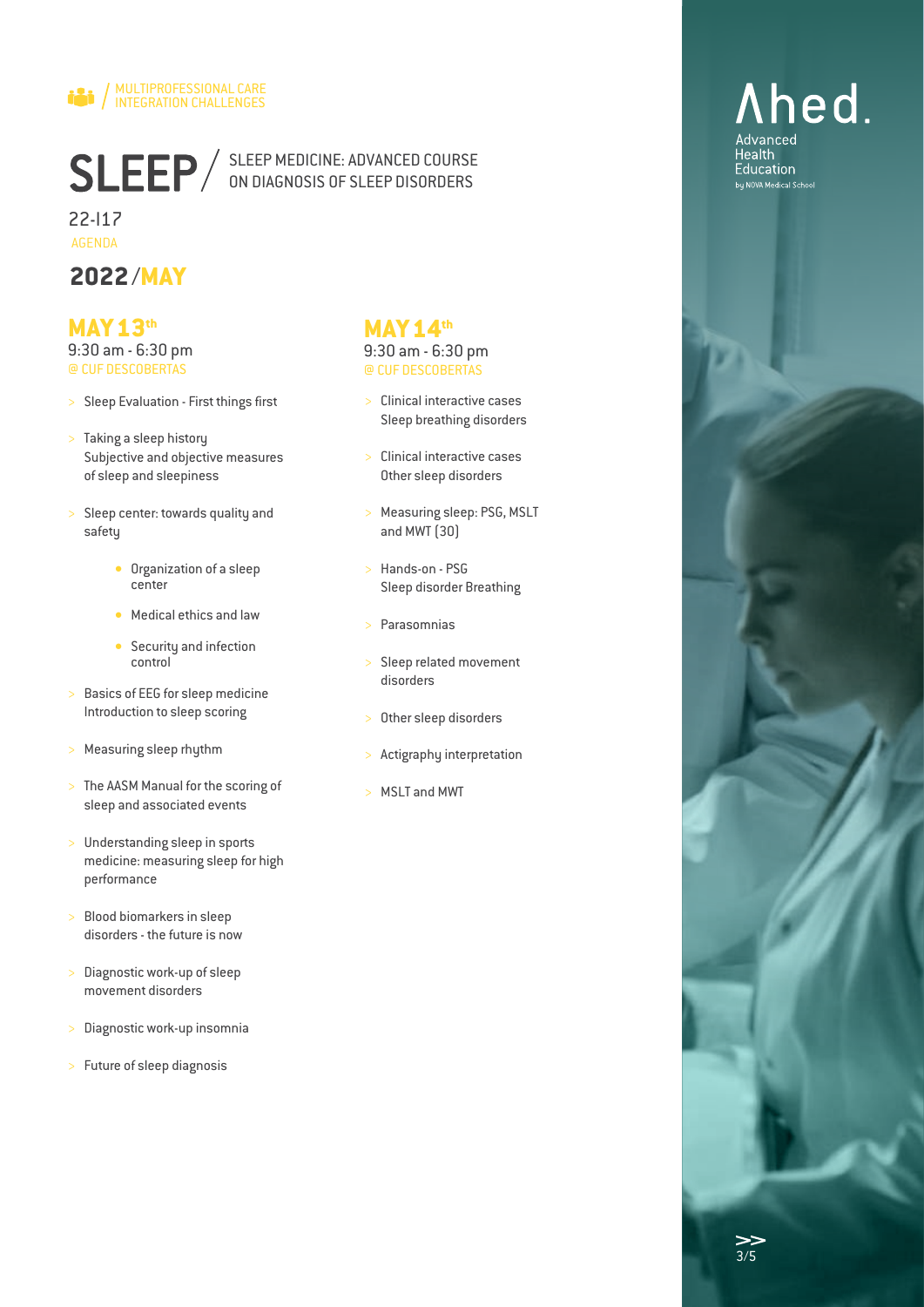MULTIPROFESSIONAL CARE INTEGRATION CHALLENGES

# SLEEP / SLEEP MEDICINE: ADVANCED COURSE ON DIAGNOSIS OF SLEEP DISORDERS

22-I17

AGENDA

## 2022/MAY

### MAY 13th

9:30 am - 6:30 pm
@ CUF DESCOBERTAS

- Sleep Evaluation - First things first
- Taking a sleep history
  Subjective and objective measures of sleep and sleepiness
- Sleep center: towards quality and safety
  - Organization of a sleep center
  - Medical ethics and law
  - Security and infection control
- Basics of EEG for sleep medicine
  Introduction to sleep scoring
- Measuring sleep rhythm
- The AASM Manual for the scoring of sleep and associated events
- Understanding sleep in sports medicine: measuring sleep for high performance
- Blood biomarkers in sleep disorders - the future is now
- Diagnostic work-up of sleep movement disorders
- Diagnostic work-up insomnia
- Future of sleep diagnosis

### MAY 14th

9:30 am - 6:30 pm
@ CUF DESCOBERTAS

- Clinical interactive cases
  Sleep breathing disorders
- Clinical interactive cases
  Other sleep disorders
- Measuring sleep: PSG, MSLT and MWT (30)
- Hands-on - PSG
  Sleep disorder Breathing
- Parasomnias
- Sleep related movement disorders
- Other sleep disorders
- Actigraphy interpretation
- MSLT and MWT

Ahed.
Advanced Health Education
by NOVA Medical School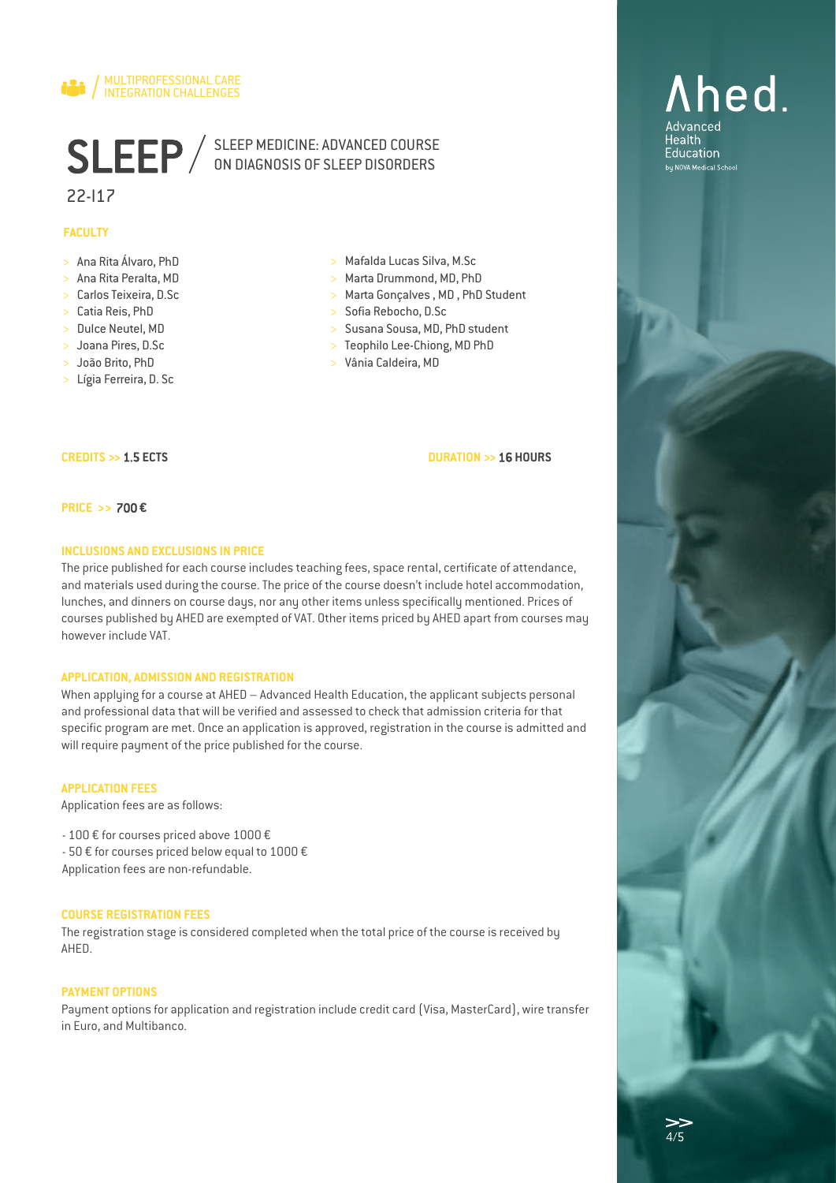MULTIPROFESSIONAL CARE INTEGRATION CHALLENGES

# SLEEP / SLEEP MEDICINE: ADVANCED COURSE ON DIAGNOSIS OF SLEEP DISORDERS

22-I17

## FACULTY

- Ana Rita Álvaro, PhD
- Ana Rita Peralta, MD
- Carlos Teixeira, D.Sc
- Catia Reis, PhD
- Dulce Neutel, MD
- Joana Pires, D.Sc
- João Brito, PhD
- Lígia Ferreira, D. Sc
- Mafalda Lucas Silva, M.Sc
- Marta Drummond, MD, PhD
- Marta Gonçalves , MD , PhD Student
- Sofia Rebocho, D.Sc
- Susana Sousa, MD, PhD student
- Teophilo Lee-Chiong, MD PhD
- Vânia Caldeira, MD

**CREDITS >> 1.5 ECTS**

**DURATION >> 16 HOURS**

**PRICE >> 700 €**

## INCLUSIONS AND EXCLUSIONS IN PRICE

The price published for each course includes teaching fees, space rental, certificate of attendance, and materials used during the course. The price of the course doesn't include hotel accommodation, lunches, and dinners on course days, nor any other items unless specifically mentioned. Prices of courses published by AHED are exempted of VAT. Other items priced by AHED apart from courses may however include VAT.

## APPLICATION, ADMISSION AND REGISTRATION

When applying for a course at AHED – Advanced Health Education, the applicant subjects personal and professional data that will be verified and assessed to check that admission criteria for that specific program are met. Once an application is approved, registration in the course is admitted and will require payment of the price published for the course.

## APPLICATION FEES

Application fees are as follows:

- 100 € for courses priced above 1000 €
- 50 € for courses priced below equal to 1000 €

Application fees are non-refundable.

## COURSE REGISTRATION FEES

The registration stage is considered completed when the total price of the course is received by AHED.

## PAYMENT OPTIONS

Payment options for application and registration include credit card (Visa, MasterCard), wire transfer in Euro, and Multibanco.

Ahed. Advanced Health Education by NOVA Medical School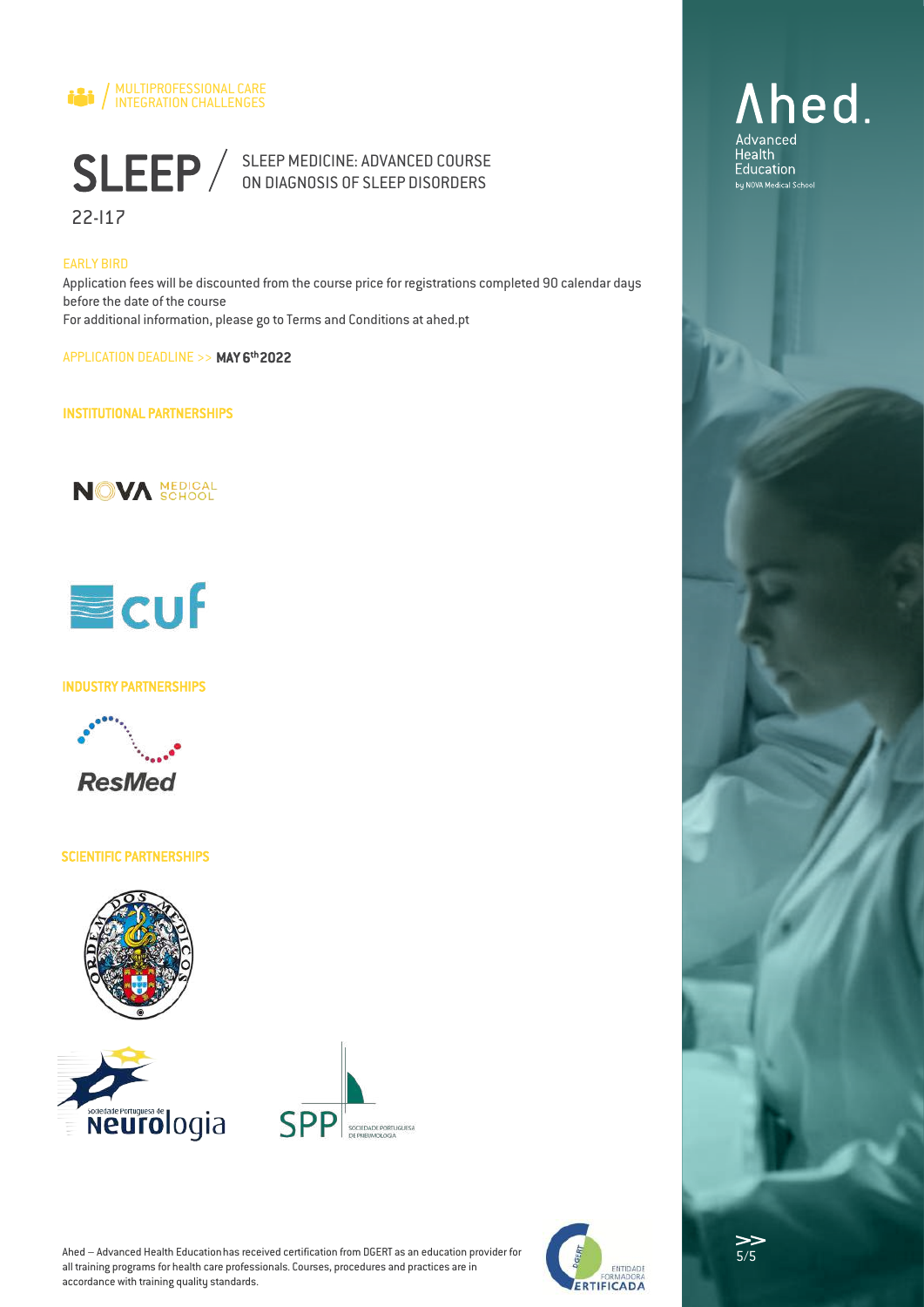MULTIPROFESSIONAL CARE INTEGRATION CHALLENGES

# SLEEP / SLEEP MEDICINE: ADVANCED COURSE ON DIAGNOSIS OF SLEEP DISORDERS

22-I17

EARLY BIRD

Application fees will be discounted from the course price for registrations completed 90 calendar days before the date of the course

For additional information, please go to Terms and Conditions at ahed.pt

APPLICATION DEADLINE >> **MAY 6th 2022**

## INSTITUTIONAL PARTNERSHIPS

NOVA MEDICAL SCHOOL

cuf

## INDUSTRY PARTNERSHIPS

ResMed

## SCIENTIFIC PARTNERSHIPS

Ordem dos Médicos

Sociedade Portuguesa de Neurologia

SPP Sociedade Portuguesa de Pneumologia

Ahed – Advanced Health Education has received certification from DGERT as an education provider for all training programs for health care professionals. Courses, procedures and practices are in accordance with training quality standards.

DGERT ENTIDADE FORMADORA CERTIFICADA

Ahed. Advanced Health Education by NOVA Medical School